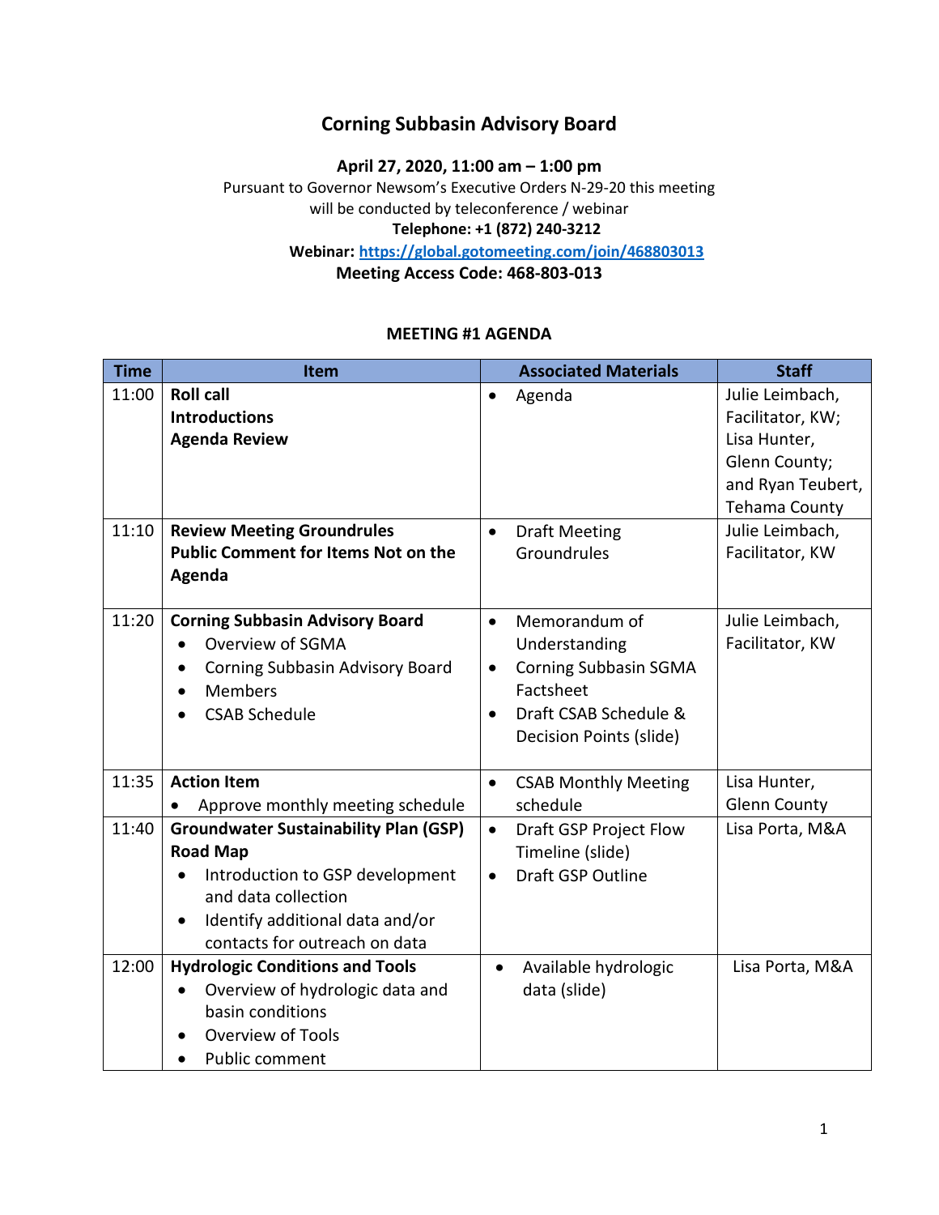# Corning Subbasin Advisory Board

**April 27, 2020, 11:00 am – 1:00 pm**

Pursuant to Governor Newsom's Executive Orders N-29-20 this meeting will be conducted by teleconference / webinar

**Telephone: +1 (872) 240-3212**

**Webinar: [https://global.gotomeeting.com/join/468803013](https://global.gotomeeting.com/join/468803013)**

**Meeting Access Code: 468-803-013**

## MEETING #1 AGENDA

| Time | Item | Associated Materials | Staff |
|---|---|---|---|
| 11:00 | **Roll call**<br>**Introductions**<br>**Agenda Review** | • Agenda | Julie Leimbach, Facilitator, KW; Lisa Hunter, Glenn County; and Ryan Teubert, Tehama County |
| 11:10 | **Review Meeting Groundrules**<br>**Public Comment for Items Not on the Agenda** | • Draft Meeting Groundrules | Julie Leimbach, Facilitator, KW |
| 11:20 | **Corning Subbasin Advisory Board**<br>• Overview of SGMA<br>• Corning Subbasin Advisory Board<br>• Members<br>• CSAB Schedule | • Memorandum of Understanding<br>• Corning Subbasin SGMA Factsheet<br>• Draft CSAB Schedule & Decision Points (slide) | Julie Leimbach, Facilitator, KW |
| 11:35 | **Action Item**<br>• Approve monthly meeting schedule | • CSAB Monthly Meeting schedule | Lisa Hunter, Glenn County |
| 11:40 | **Groundwater Sustainability Plan (GSP) Road Map**<br>• Introduction to GSP development and data collection<br>• Identify additional data and/or contacts for outreach on data | • Draft GSP Project Flow Timeline (slide)<br>• Draft GSP Outline | Lisa Porta, M&A |
| 12:00 | **Hydrologic Conditions and Tools**<br>• Overview of hydrologic data and basin conditions<br>• Overview of Tools<br>• Public comment | • Available hydrologic data (slide) | Lisa Porta, M&A |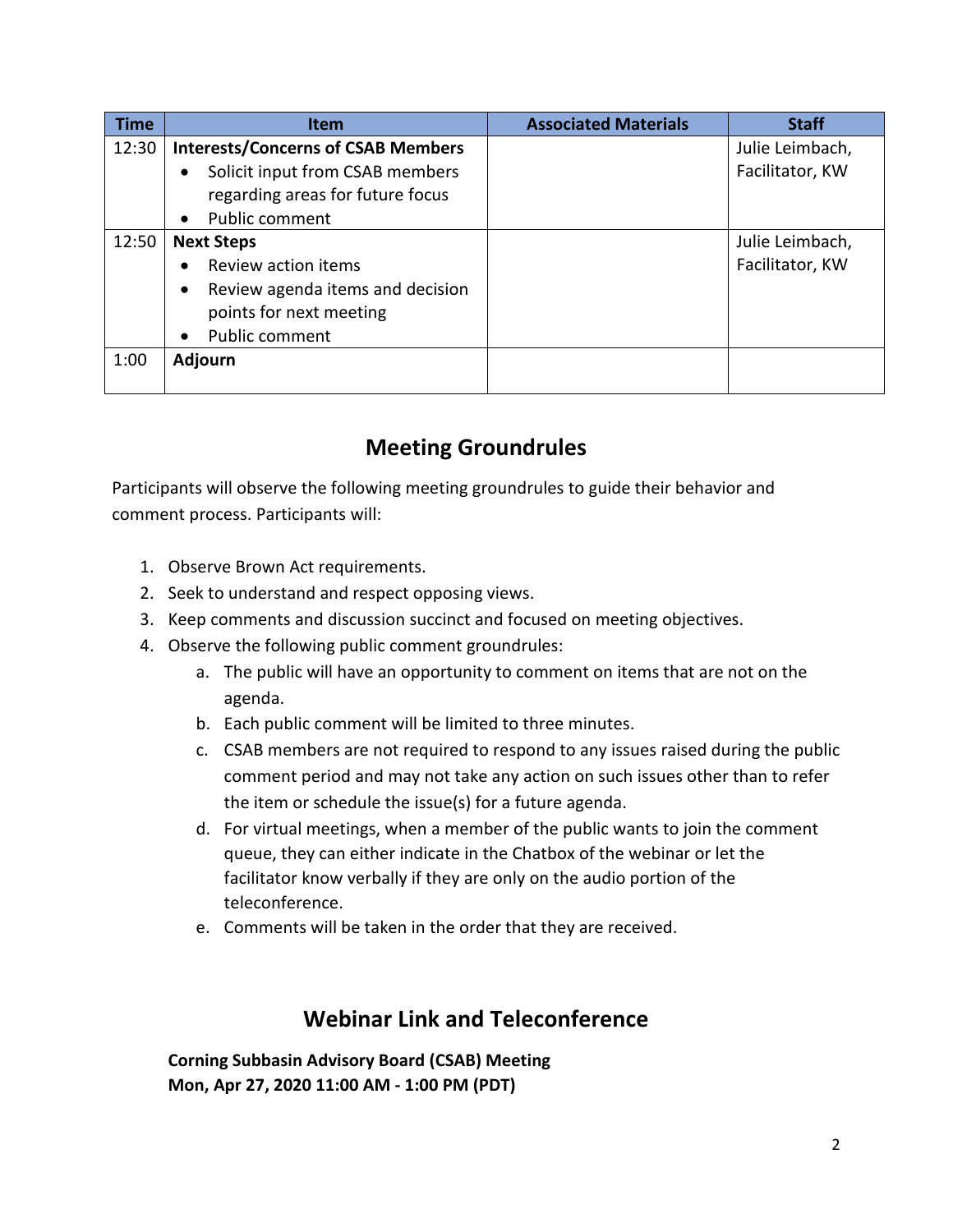| Time | Item | Associated Materials | Staff |
| --- | --- | --- | --- |
| 12:30 | **Interests/Concerns of CSAB Members**<br>• Solicit input from CSAB members regarding areas for future focus<br>• Public comment | | Julie Leimbach, Facilitator, KW |
| 12:50 | **Next Steps**<br>• Review action items<br>• Review agenda items and decision points for next meeting<br>• Public comment | | Julie Leimbach, Facilitator, KW |
| 1:00 | **Adjourn** | | |

## Meeting Groundrules

Participants will observe the following meeting groundrules to guide their behavior and comment process. Participants will:

1. Observe Brown Act requirements.
2. Seek to understand and respect opposing views.
3. Keep comments and discussion succinct and focused on meeting objectives.
4. Observe the following public comment groundrules:
    a. The public will have an opportunity to comment on items that are not on the agenda.
    b. Each public comment will be limited to three minutes.
    c. CSAB members are not required to respond to any issues raised during the public comment period and may not take any action on such issues other than to refer the item or schedule the issue(s) for a future agenda.
    d. For virtual meetings, when a member of the public wants to join the comment queue, they can either indicate in the Chatbox of the webinar or let the facilitator know verbally if they are only on the audio portion of the teleconference.
    e. Comments will be taken in the order that they are received.

## Webinar Link and Teleconference

**Corning Subbasin Advisory Board (CSAB) Meeting**
**Mon, Apr 27, 2020 11:00 AM - 1:00 PM (PDT)**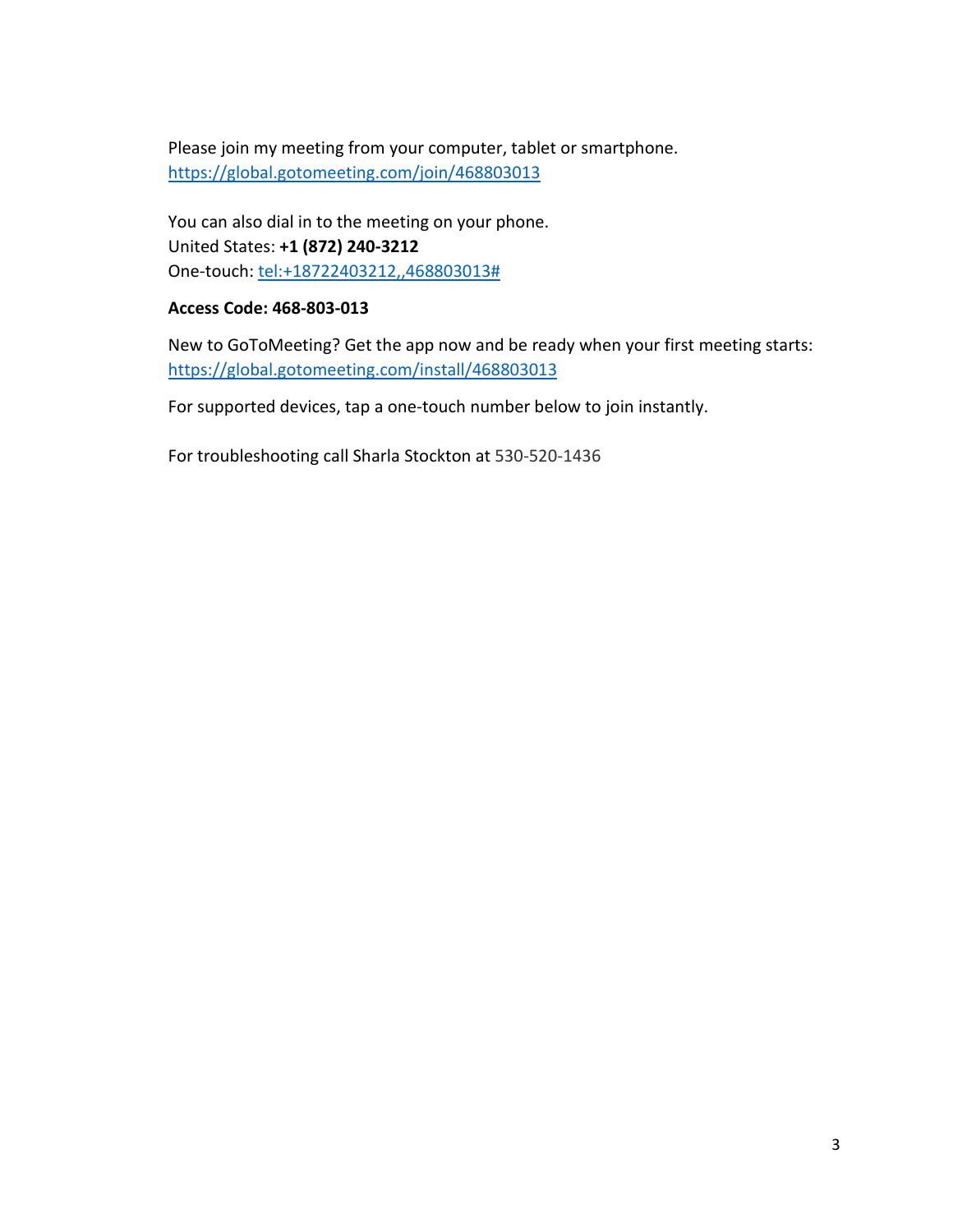Please join my meeting from your computer, tablet or smartphone.
https://global.gotomeeting.com/join/468803013

You can also dial in to the meeting on your phone.
United States: **+1 (872) 240-3212**
One-touch: tel:+18722403212,,468803013#

**Access Code: 468-803-013**

New to GoToMeeting? Get the app now and be ready when your first meeting starts:
https://global.gotomeeting.com/install/468803013

For supported devices, tap a one-touch number below to join instantly.

For troubleshooting call Sharla Stockton at 530-520-1436